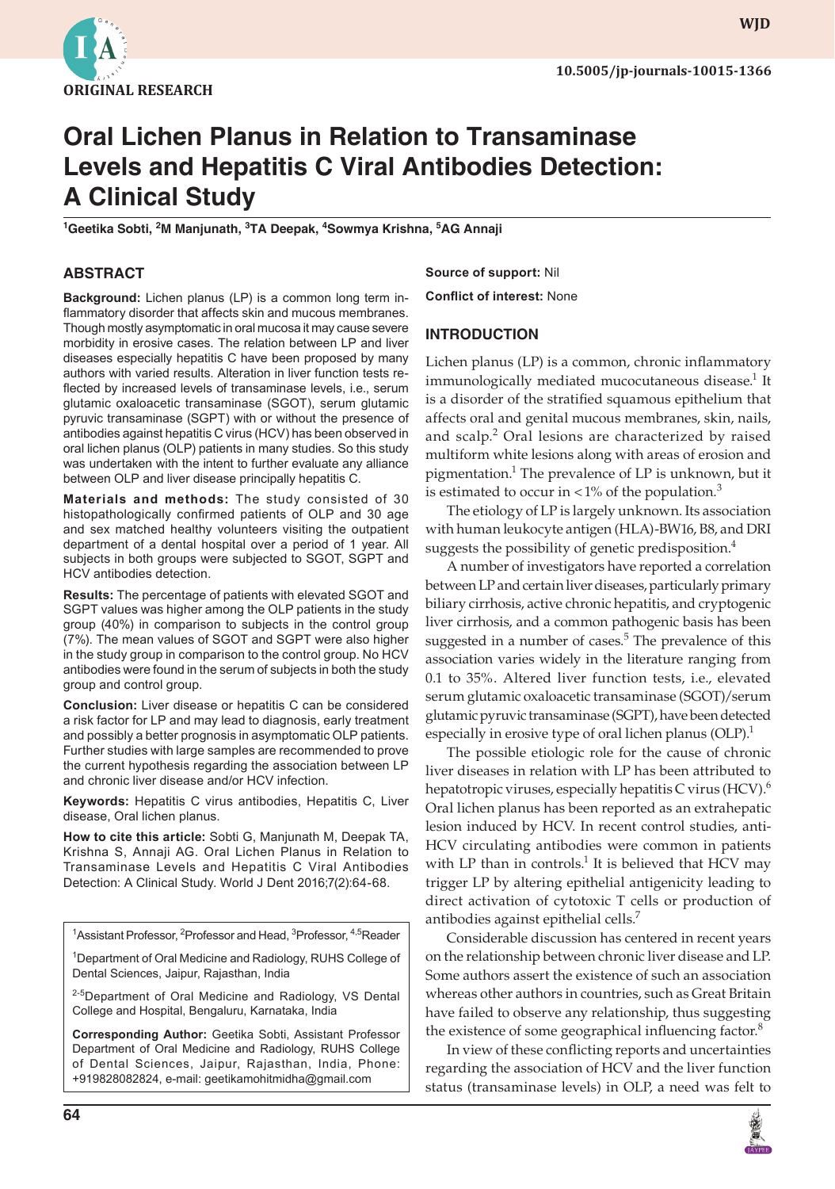ORIGINAL RESEARCH

10.5005/jp-journals-10015-1366

# Oral Lichen Planus in Relation to Transaminase Levels and Hepatitis C Viral Antibodies Detection: A Clinical Study

[1]Geetika Sobti, [2]M Manjunath, [3]TA Deepak, [4]Sowmya Krishna, [5]AG Annaji

## ABSTRACT

**Background:** Lichen planus (LP) is a common long term inflammatory disorder that affects skin and mucous membranes. Though mostly asymptomatic in oral mucosa it may cause severe morbidity in erosive cases. The relation between LP and liver diseases especially hepatitis C have been proposed by many authors with varied results. Alteration in liver function tests reflected by increased levels of transaminase levels, i.e., serum glutamic oxaloacetic transaminase (SGOT), serum glutamic pyruvic transaminase (SGPT) with or without the presence of antibodies against hepatitis C virus (HCV) has been observed in oral lichen planus (OLP) patients in many studies. So this study was undertaken with the intent to further evaluate any alliance between OLP and liver disease principally hepatitis C.

**Materials and methods:** The study consisted of 30 histopathologically confirmed patients of OLP and 30 age and sex matched healthy volunteers visiting the outpatient department of a dental hospital over a period of 1 year. All subjects in both groups were subjected to SGOT, SGPT and HCV antibodies detection.

**Results:** The percentage of patients with elevated SGOT and SGPT values was higher among the OLP patients in the study group (40%) in comparison to subjects in the control group (7%). The mean values of SGOT and SGPT were also higher in the study group in comparison to the control group. No HCV antibodies were found in the serum of subjects in both the study group and control group.

**Conclusion:** Liver disease or hepatitis C can be considered a risk factor for LP and may lead to diagnosis, early treatment and possibly a better prognosis in asymptomatic OLP patients. Further studies with large samples are recommended to prove the current hypothesis regarding the association between LP and chronic liver disease and/or HCV infection.

**Keywords:** Hepatitis C virus antibodies, Hepatitis C, Liver disease, Oral lichen planus.

**How to cite this article:** Sobti G, Manjunath M, Deepak TA, Krishna S, Annaji AG. Oral Lichen Planus in Relation to Transaminase Levels and Hepatitis C Viral Antibodies Detection: A Clinical Study. World J Dent 2016;7(2):64-68.

[1]Assistant Professor, [2]Professor and Head, [3]Professor, [4,5]Reader

[1]Department of Oral Medicine and Radiology, RUHS College of Dental Sciences, Jaipur, Rajasthan, India

[2-5]Department of Oral Medicine and Radiology, VS Dental College and Hospital, Bengaluru, Karnataka, India

**Corresponding Author:** Geetika Sobti, Assistant Professor Department of Oral Medicine and Radiology, RUHS College of Dental Sciences, Jaipur, Rajasthan, India, Phone: +919828082824, e-mail: geetikamohitmidha@gmail.com

**Source of support:** Nil

**Conflict of interest:** None

## INTRODUCTION

Lichen planus (LP) is a common, chronic inflammatory immunologically mediated mucocutaneous disease.[1] It is a disorder of the stratified squamous epithelium that affects oral and genital mucous membranes, skin, nails, and scalp.[2] Oral lesions are characterized by raised multiform white lesions along with areas of erosion and pigmentation.[1] The prevalence of LP is unknown, but it is estimated to occur in <1% of the population.[3]

The etiology of LP is largely unknown. Its association with human leukocyte antigen (HLA)-BW16, B8, and DRI suggests the possibility of genetic predisposition.[4]

A number of investigators have reported a correlation between LP and certain liver diseases, particularly primary biliary cirrhosis, active chronic hepatitis, and cryptogenic liver cirrhosis, and a common pathogenic basis has been suggested in a number of cases.[5] The prevalence of this association varies widely in the literature ranging from 0.1 to 35%. Altered liver function tests, i.e., elevated serum glutamic oxaloacetic transaminase (SGOT)/serum glutamic pyruvic transaminase (SGPT), have been detected especially in erosive type of oral lichen planus (OLP).[1]

The possible etiologic role for the cause of chronic liver diseases in relation with LP has been attributed to hepatotropic viruses, especially hepatitis C virus (HCV).[6] Oral lichen planus has been reported as an extrahepatic lesion induced by HCV. In recent control studies, anti-HCV circulating antibodies were common in patients with LP than in controls.[1] It is believed that HCV may trigger LP by altering epithelial antigenicity leading to direct activation of cytotoxic T cells or production of antibodies against epithelial cells.[7]

Considerable discussion has centered in recent years on the relationship between chronic liver disease and LP. Some authors assert the existence of such an association whereas other authors in countries, such as Great Britain have failed to observe any relationship, thus suggesting the existence of some geographical influencing factor.[8]

In view of these conflicting reports and uncertainties regarding the association of HCV and the liver function status (transaminase levels) in OLP, a need was felt to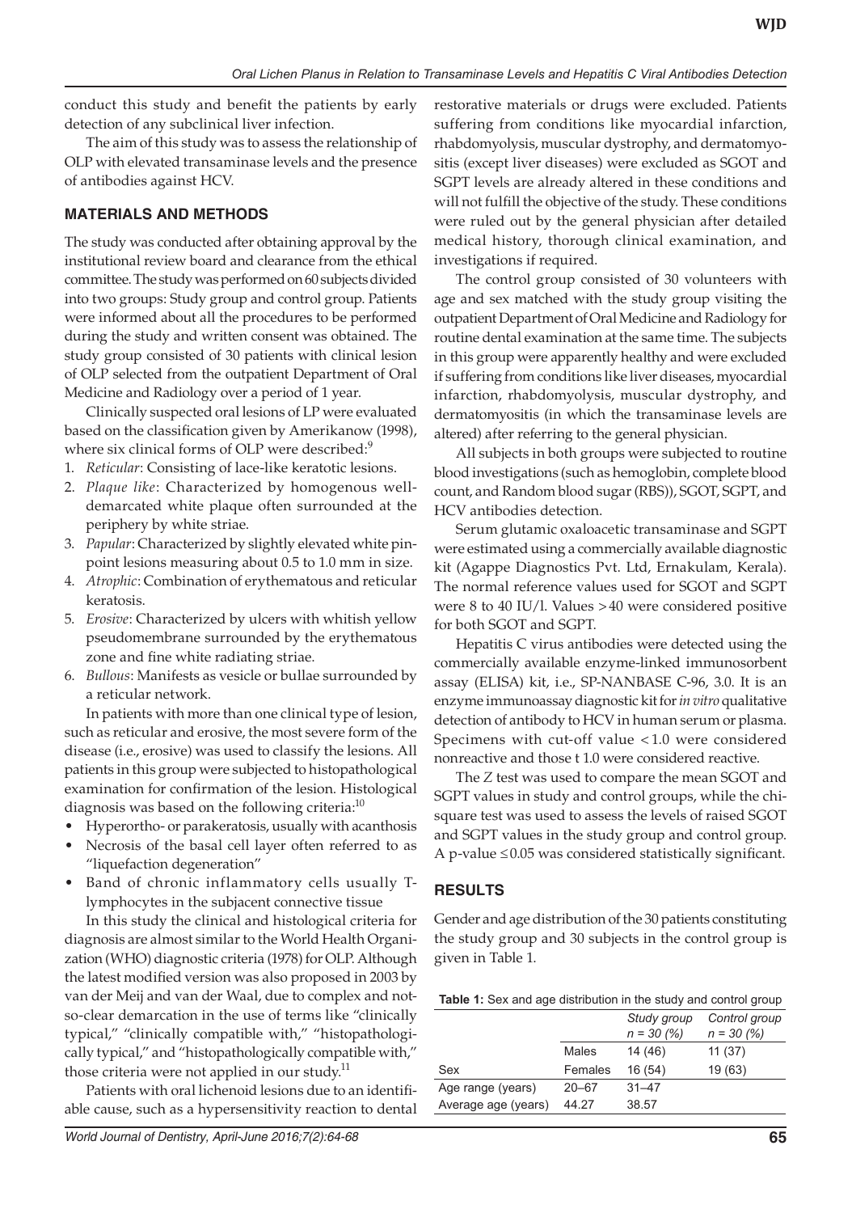conduct this study and benefit the patients by early detection of any subclinical liver infection.

The aim of this study was to assess the relationship of OLP with elevated transaminase levels and the presence of antibodies against HCV.

## MATERIALS AND METHODS

The study was conducted after obtaining approval by the institutional review board and clearance from the ethical committee. The study was performed on 60 subjects divided into two groups: Study group and control group. Patients were informed about all the procedures to be performed during the study and written consent was obtained. The study group consisted of 30 patients with clinical lesion of OLP selected from the outpatient Department of Oral Medicine and Radiology over a period of 1 year.

Clinically suspected oral lesions of LP were evaluated based on the classification given by Amerikanow (1998), where six clinical forms of OLP were described:[9]

1. *Reticular*: Consisting of lace-like keratotic lesions.
2. *Plaque like*: Characterized by homogenous well-demarcated white plaque often surrounded at the periphery by white striae.
3. *Papular*: Characterized by slightly elevated white pinpoint lesions measuring about 0.5 to 1.0 mm in size.
4. *Atrophic*: Combination of erythematous and reticular keratosis.
5. *Erosive*: Characterized by ulcers with whitish yellow pseudomembrane surrounded by the erythematous zone and fine white radiating striae.
6. *Bullous*: Manifests as vesicle or bullae surrounded by a reticular network.

In patients with more than one clinical type of lesion, such as reticular and erosive, the most severe form of the disease (i.e., erosive) was used to classify the lesions. All patients in this group were subjected to histopathological examination for confirmation of the lesion. Histological diagnosis was based on the following criteria:[10]

- Hyperortho- or parakeratosis, usually with acanthosis
- Necrosis of the basal cell layer often referred to as "liquefaction degeneration"
- Band of chronic inflammatory cells usually T-lymphocytes in the subjacent connective tissue

In this study the clinical and histological criteria for diagnosis are almost similar to the World Health Organization (WHO) diagnostic criteria (1978) for OLP. Although the latest modified version was also proposed in 2003 by van der Meij and van der Waal, due to complex and not-so-clear demarcation in the use of terms like "clinically typical," "clinically compatible with," "histopathologically typical," and "histopathologically compatible with," those criteria were not applied in our study.[11]

Patients with oral lichenoid lesions due to an identifiable cause, such as a hypersensitivity reaction to dental restorative materials or drugs were excluded. Patients suffering from conditions like myocardial infarction, rhabdomyolysis, muscular dystrophy, and dermatomyositis (except liver diseases) were excluded as SGOT and SGPT levels are already altered in these conditions and will not fulfill the objective of the study. These conditions were ruled out by the general physician after detailed medical history, thorough clinical examination, and investigations if required.

The control group consisted of 30 volunteers with age and sex matched with the study group visiting the outpatient Department of Oral Medicine and Radiology for routine dental examination at the same time. The subjects in this group were apparently healthy and were excluded if suffering from conditions like liver diseases, myocardial infarction, rhabdomyolysis, muscular dystrophy, and dermatomyositis (in which the transaminase levels are altered) after referring to the general physician.

All subjects in both groups were subjected to routine blood investigations (such as hemoglobin, complete blood count, and Random blood sugar (RBS)), SGOT, SGPT, and HCV antibodies detection.

Serum glutamic oxaloacetic transaminase and SGPT were estimated using a commercially available diagnostic kit (Agappe Diagnostics Pvt. Ltd, Ernakulam, Kerala). The normal reference values used for SGOT and SGPT were 8 to 40 IU/l. Values >40 were considered positive for both SGOT and SGPT.

Hepatitis C virus antibodies were detected using the commercially available enzyme-linked immunosorbent assay (ELISA) kit, i.e., SP-NANBASE C-96, 3.0. It is an enzyme immunoassay diagnostic kit for *in vitro* qualitative detection of antibody to HCV in human serum or plasma. Specimens with cut-off value <1.0 were considered nonreactive and those t 1.0 were considered reactive.

The Z test was used to compare the mean SGOT and SGPT values in study and control groups, while the chi-square test was used to assess the levels of raised SGOT and SGPT values in the study group and control group. A p-value $\leq 0.05$ was considered statistically significant.

## RESULTS

Gender and age distribution of the 30 patients constituting the study group and 30 subjects in the control group is given in Table 1.

**Table 1:** Sex and age distribution in the study and control group

| | | Study group $n = 30$ (%) | Control group $n = 30$ (%) |
|---|---|---|---|
| Sex | Males | 14 (46) | 11 (37) |
| | Females | 16 (54) | 19 (63) |
| Age range (years) | | 20–67 | 31–47 |
| Average age (years) | | 44.27 | 38.57 |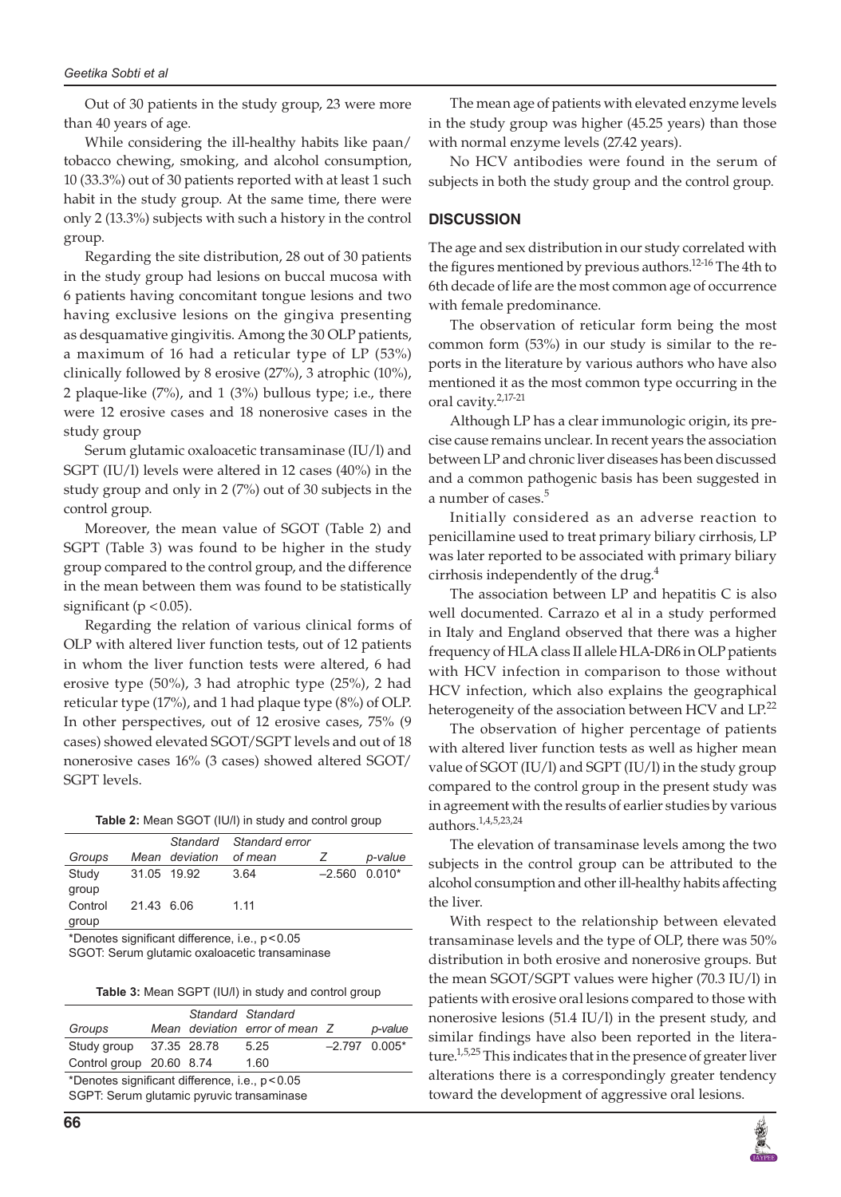Out of 30 patients in the study group, 23 were more than 40 years of age.

While considering the ill-healthy habits like paan/tobacco chewing, smoking, and alcohol consumption, 10 (33.3%) out of 30 patients reported with at least 1 such habit in the study group. At the same time, there were only 2 (13.3%) subjects with such a history in the control group.

Regarding the site distribution, 28 out of 30 patients in the study group had lesions on buccal mucosa with 6 patients having concomitant tongue lesions and two having exclusive lesions on the gingiva presenting as desquamative gingivitis. Among the 30 OLP patients, a maximum of 16 had a reticular type of LP (53%) clinically followed by 8 erosive (27%), 3 atrophic (10%), 2 plaque-like (7%), and 1 (3%) bullous type; i.e., there were 12 erosive cases and 18 nonerosive cases in the study group

Serum glutamic oxaloacetic transaminase (IU/l) and SGPT (IU/l) levels were altered in 12 cases (40%) in the study group and only in 2 (7%) out of 30 subjects in the control group.

Moreover, the mean value of SGOT (Table 2) and SGPT (Table 3) was found to be higher in the study group compared to the control group, and the difference in the mean between them was found to be statistically significant ($p < 0.05$).

Regarding the relation of various clinical forms of OLP with altered liver function tests, out of 12 patients in whom the liver function tests were altered, 6 had erosive type (50%), 3 had atrophic type (25%), 2 had reticular type (17%), and 1 had plaque type (8%) of OLP. In other perspectives, out of 12 erosive cases, 75% (9 cases) showed elevated SGOT/SGPT levels and out of 18 nonerosive cases 16% (3 cases) showed altered SGOT/SGPT levels.

**Table 2:** Mean SGOT (IU/l) in study and control group

| *Groups* | *Mean* | *Standard deviation* | *Standard error of mean* | *Z* | *p-value* |
|---|---|---|---|---|---|
| Study group | 31.05 | 19.92 | 3.64 | –2.560 | 0.010* |
| Control group | 21.43 | 6.06 | 1.11 | | |

*Denotes significant difference, i.e., $p < 0.05$
SGOT: Serum glutamic oxaloacetic transaminase

**Table 3:** Mean SGPT (IU/l) in study and control group

| *Groups* | *Mean* | *Standard deviation* | *Standard error of mean* | *Z* | *p-value* |
|---|---|---|---|---|---|
| Study group | 37.35 | 28.78 | 5.25 | –2.797 | 0.005* |
| Control group | 20.60 | 8.74 | 1.60 | | |

*Denotes significant difference, i.e., $p < 0.05$
SGPT: Serum glutamic pyruvic transaminase

The mean age of patients with elevated enzyme levels in the study group was higher (45.25 years) than those with normal enzyme levels (27.42 years).

No HCV antibodies were found in the serum of subjects in both the study group and the control group.

## DISCUSSION

The age and sex distribution in our study correlated with the figures mentioned by previous authors.[12-16] The 4th to 6th decade of life are the most common age of occurrence with female predominance.

The observation of reticular form being the most common form (53%) in our study is similar to the reports in the literature by various authors who have also mentioned it as the most common type occurring in the oral cavity.[2,17-21]

Although LP has a clear immunologic origin, its precise cause remains unclear. In recent years the association between LP and chronic liver diseases has been discussed and a common pathogenic basis has been suggested in a number of cases.[5]

Initially considered as an adverse reaction to penicillamine used to treat primary biliary cirrhosis, LP was later reported to be associated with primary biliary cirrhosis independently of the drug.[4]

The association between LP and hepatitis C is also well documented. Carrazo et al in a study performed in Italy and England observed that there was a higher frequency of HLA class II allele HLA-DR6 in OLP patients with HCV infection in comparison to those without HCV infection, which also explains the geographical heterogeneity of the association between HCV and LP.[22]

The observation of higher percentage of patients with altered liver function tests as well as higher mean value of SGOT (IU/l) and SGPT (IU/l) in the study group compared to the control group in the present study was in agreement with the results of earlier studies by various authors.[1,4,5,23,24]

The elevation of transaminase levels among the two subjects in the control group can be attributed to the alcohol consumption and other ill-healthy habits affecting the liver.

With respect to the relationship between elevated transaminase levels and the type of OLP, there was 50% distribution in both erosive and nonerosive groups. But the mean SGOT/SGPT values were higher (70.3 IU/l) in patients with erosive oral lesions compared to those with nonerosive lesions (51.4 IU/l) in the present study, and similar findings have also been reported in the literature.[1,5,25] This indicates that in the presence of greater liver alterations there is a correspondingly greater tendency toward the development of aggressive oral lesions.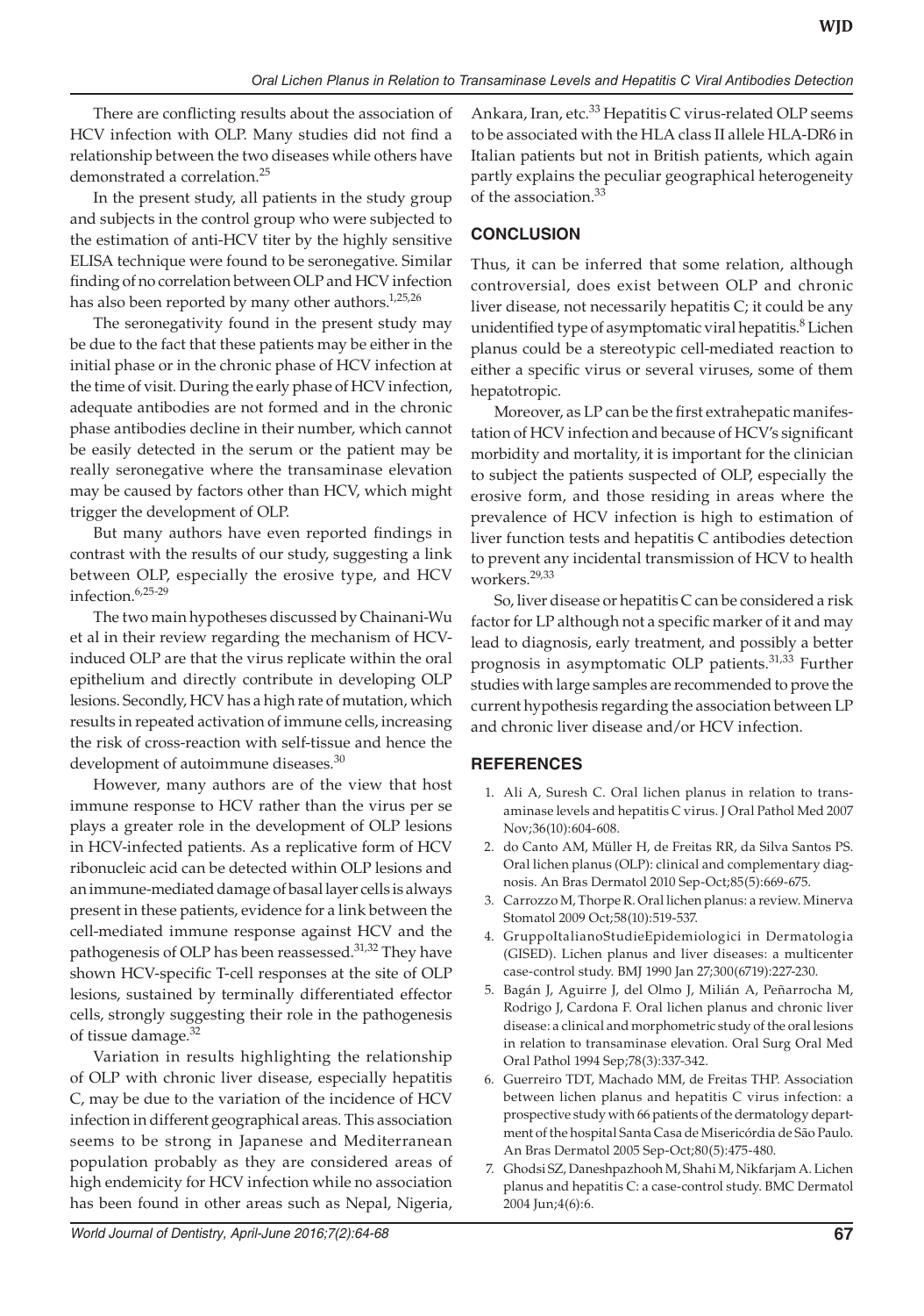There are conflicting results about the association of HCV infection with OLP. Many studies did not find a relationship between the two diseases while others have demonstrated a correlation.[25]

In the present study, all patients in the study group and subjects in the control group who were subjected to the estimation of anti-HCV titer by the highly sensitive ELISA technique were found to be seronegative. Similar finding of no correlation between OLP and HCV infection has also been reported by many other authors.[1,25,26]

The seronegativity found in the present study may be due to the fact that these patients may be either in the initial phase or in the chronic phase of HCV infection at the time of visit. During the early phase of HCV infection, adequate antibodies are not formed and in the chronic phase antibodies decline in their number, which cannot be easily detected in the serum or the patient may be really seronegative where the transaminase elevation may be caused by factors other than HCV, which might trigger the development of OLP.

But many authors have even reported findings in contrast with the results of our study, suggesting a link between OLP, especially the erosive type, and HCV infection.[6,25-29]

The two main hypotheses discussed by Chainani-Wu et al in their review regarding the mechanism of HCV-induced OLP are that the virus replicate within the oral epithelium and directly contribute in developing OLP lesions. Secondly, HCV has a high rate of mutation, which results in repeated activation of immune cells, increasing the risk of cross-reaction with self-tissue and hence the development of autoimmune diseases.[30]

However, many authors are of the view that host immune response to HCV rather than the virus per se plays a greater role in the development of OLP lesions in HCV-infected patients. As a replicative form of HCV ribonucleic acid can be detected within OLP lesions and an immune-mediated damage of basal layer cells is always present in these patients, evidence for a link between the cell-mediated immune response against HCV and the pathogenesis of OLP has been reassessed.[31,32] They have shown HCV-specific T-cell responses at the site of OLP lesions, sustained by terminally differentiated effector cells, strongly suggesting their role in the pathogenesis of tissue damage.[32]

Variation in results highlighting the relationship of OLP with chronic liver disease, especially hepatitis C, may be due to the variation of the incidence of HCV infection in different geographical areas. This association seems to be strong in Japanese and Mediterranean population probably as they are considered areas of high endemicity for HCV infection while no association has been found in other areas such as Nepal, Nigeria, Ankara, Iran, etc.[33] Hepatitis C virus-related OLP seems to be associated with the HLA class II allele HLA-DR6 in Italian patients but not in British patients, which again partly explains the peculiar geographical heterogeneity of the association.[33]

## CONCLUSION

Thus, it can be inferred that some relation, although controversial, does exist between OLP and chronic liver disease, not necessarily hepatitis C; it could be any unidentified type of asymptomatic viral hepatitis.[8] Lichen planus could be a stereotypic cell-mediated reaction to either a specific virus or several viruses, some of them hepatotropic.

Moreover, as LP can be the first extrahepatic manifestation of HCV infection and because of HCV's significant morbidity and mortality, it is important for the clinician to subject the patients suspected of OLP, especially the erosive form, and those residing in areas where the prevalence of HCV infection is high to estimation of liver function tests and hepatitis C antibodies detection to prevent any incidental transmission of HCV to health workers.[29,33]

So, liver disease or hepatitis C can be considered a risk factor for LP although not a specific marker of it and may lead to diagnosis, early treatment, and possibly a better prognosis in asymptomatic OLP patients.[31,33] Further studies with large samples are recommended to prove the current hypothesis regarding the association between LP and chronic liver disease and/or HCV infection.

## REFERENCES

1. Ali A, Suresh C. Oral lichen planus in relation to transaminase levels and hepatitis C virus. J Oral Pathol Med 2007 Nov;36(10):604-608.
2. do Canto AM, Müller H, de Freitas RR, da Silva Santos PS. Oral lichen planus (OLP): clinical and complementary diagnosis. An Bras Dermatol 2010 Sep-Oct;85(5):669-675.
3. Carrozzo M, Thorpe R. Oral lichen planus: a review. Minerva Stomatol 2009 Oct;58(10):519-537.
4. GruppoItalianoStudieEpidemiologici in Dermatologia (GISED). Lichen planus and liver diseases: a multicenter case-control study. BMJ 1990 Jan 27;300(6719):227-230.
5. Bagán J, Aguirre J, del Olmo J, Milián A, Peñarrocha M, Rodrigo J, Cardona F. Oral lichen planus and chronic liver disease: a clinical and morphometric study of the oral lesions in relation to transaminase elevation. Oral Surg Oral Med Oral Pathol 1994 Sep;78(3):337-342.
6. Guerreiro TDT, Machado MM, de Freitas THP. Association between lichen planus and hepatitis C virus infection: a prospective study with 66 patients of the dermatology department of the hospital Santa Casa de Misericórdia de São Paulo. An Bras Dermatol 2005 Sep-Oct;80(5):475-480.
7. Ghodsi SZ, Daneshpazhooh M, Shahi M, Nikfarjam A. Lichen planus and hepatitis C: a case-control study. BMC Dermatol 2004 Jun;4(6):6.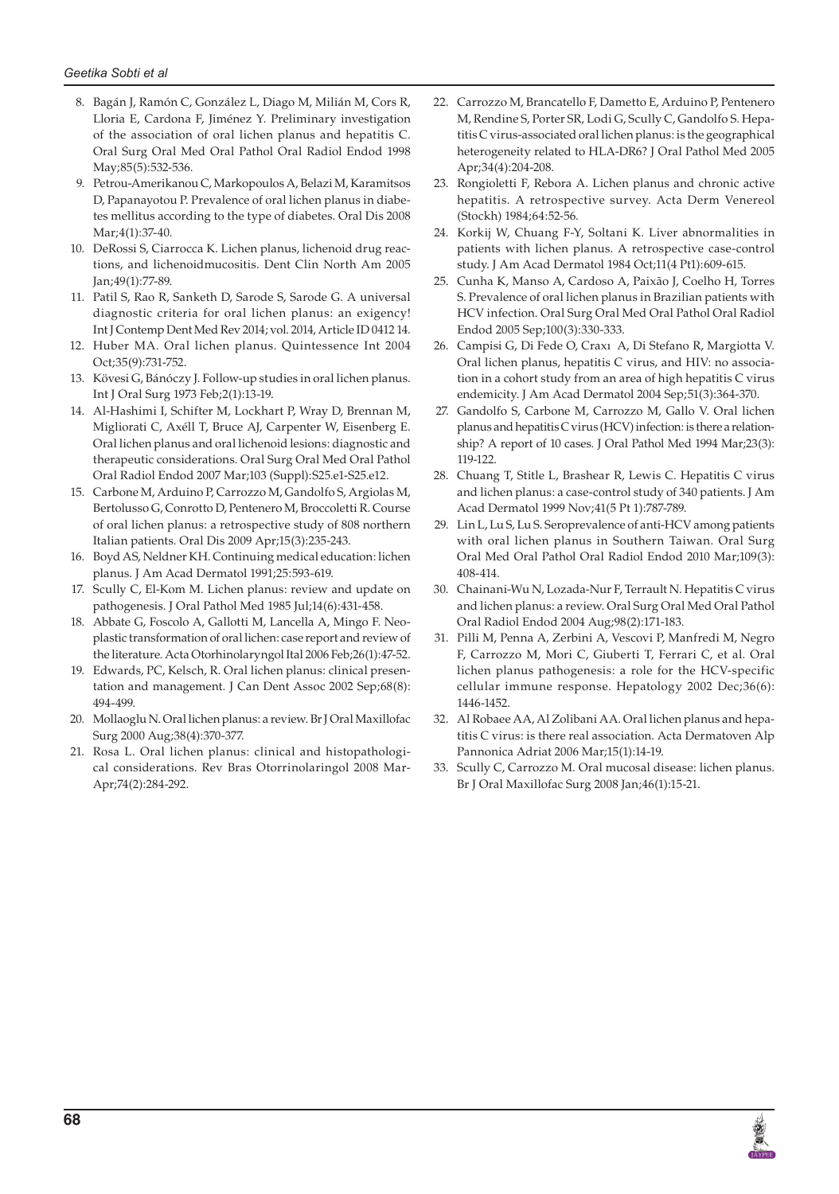8. Bagán J, Ramón C, González L, Diago M, Milián M, Cors R, Lloria E, Cardona F, Jiménez Y. Preliminary investigation of the association of oral lichen planus and hepatitis C. Oral Surg Oral Med Oral Pathol Oral Radiol Endod 1998 May;85(5):532-536.
9. Petrou-Amerikanou C, Markopoulos A, Belazi M, Karamitsos D, Papanayotou P. Prevalence of oral lichen planus in diabetes mellitus according to the type of diabetes. Oral Dis 2008 Mar;4(1):37-40.
10. DeRossi S, Ciarrocca K. Lichen planus, lichenoid drug reactions, and lichenoidmucositis. Dent Clin North Am 2005 Jan;49(1):77-89.
11. Patil S, Rao R, Sanketh D, Sarode S, Sarode G. A universal diagnostic criteria for oral lichen planus: an exigency! Int J Contemp Dent Med Rev 2014; vol. 2014, Article ID 0412 14.
12. Huber MA. Oral lichen planus. Quintessence Int 2004 Oct;35(9):731-752.
13. Kövesi G, Bánóczy J. Follow-up studies in oral lichen planus. Int J Oral Surg 1973 Feb;2(1):13-19.
14. Al-Hashimi I, Schifter M, Lockhart P, Wray D, Brennan M, Migliorati C, Axéll T, Bruce AJ, Carpenter W, Eisenberg E. Oral lichen planus and oral lichenoid lesions: diagnostic and therapeutic considerations. Oral Surg Oral Med Oral Pathol Oral Radiol Endod 2007 Mar;103 (Suppl):S25.e1-S25.e12.
15. Carbone M, Arduino P, Carrozzo M, Gandolfo S, Argiolas M, Bertolusso G, Conrotto D, Pentenero M, Broccoletti R. Course of oral lichen planus: a retrospective study of 808 northern Italian patients. Oral Dis 2009 Apr;15(3):235-243.
16. Boyd AS, Neldner KH. Continuing medical education: lichen planus. J Am Acad Dermatol 1991;25:593-619.
17. Scully C, El-Kom M. Lichen planus: review and update on pathogenesis. J Oral Pathol Med 1985 Jul;14(6):431-458.
18. Abbate G, Foscolo A, Gallotti M, Lancella A, Mingo F. Neoplastic transformation of oral lichen: case report and review of the literature. Acta Otorhinolaryngol Ital 2006 Feb;26(1):47-52.
19. Edwards, PC, Kelsch, R. Oral lichen planus: clinical presentation and management. J Can Dent Assoc 2002 Sep;68(8): 494-499.
20. Mollaoglu N. Oral lichen planus: a review. Br J Oral Maxillofac Surg 2000 Aug;38(4):370-377.
21. Rosa L. Oral lichen planus: clinical and histopathological considerations. Rev Bras Otorrinolaringol 2008 Mar-Apr;74(2):284-292.
22. Carrozzo M, Brancatello F, Dametto E, Arduino P, Pentenero M, Rendine S, Porter SR, Lodi G, Scully C, Gandolfo S. Hepatitis C virus-associated oral lichen planus: is the geographical heterogeneity related to HLA-DR6? J Oral Pathol Med 2005 Apr;34(4):204-208.
23. Rongioletti F, Rebora A. Lichen planus and chronic active hepatitis. A retrospective survey. Acta Derm Venereol (Stockh) 1984;64:52-56.
24. Korkij W, Chuang F-Y, Soltani K. Liver abnormalities in patients with lichen planus. A retrospective case-control study. J Am Acad Dermatol 1984 Oct;11(4 Pt1):609-615.
25. Cunha K, Manso A, Cardoso A, Paixão J, Coelho H, Torres S. Prevalence of oral lichen planus in Brazilian patients with HCV infection. Oral Surg Oral Med Oral Pathol Oral Radiol Endod 2005 Sep;100(3):330-333.
26. Campisi G, Di Fede O, Craxı A, Di Stefano R, Margiotta V. Oral lichen planus, hepatitis C virus, and HIV: no association in a cohort study from an area of high hepatitis C virus endemicity. J Am Acad Dermatol 2004 Sep;51(3):364-370.
27. Gandolfo S, Carbone M, Carrozzo M, Gallo V. Oral lichen planus and hepatitis C virus (HCV) infection: is there a relationship? A report of 10 cases. J Oral Pathol Med 1994 Mar;23(3): 119-122.
28. Chuang T, Stitle L, Brashear R, Lewis C. Hepatitis C virus and lichen planus: a case-control study of 340 patients. J Am Acad Dermatol 1999 Nov;41(5 Pt 1):787-789.
29. Lin L, Lu S, Lu S. Seroprevalence of anti-HCV among patients with oral lichen planus in Southern Taiwan. Oral Surg Oral Med Oral Pathol Oral Radiol Endod 2010 Mar;109(3): 408-414.
30. Chainani-Wu N, Lozada-Nur F, Terrault N. Hepatitis C virus and lichen planus: a review. Oral Surg Oral Med Oral Pathol Oral Radiol Endod 2004 Aug;98(2):171-183.
31. Pilli M, Penna A, Zerbini A, Vescovi P, Manfredi M, Negro F, Carrozzo M, Mori C, Giuberti T, Ferrari C, et al. Oral lichen planus pathogenesis: a role for the HCV-specific cellular immune response. Hepatology 2002 Dec;36(6): 1446-1452.
32. Al Robaee AA, Al Zolibani AA. Oral lichen planus and hepatitis C virus: is there real association. Acta Dermatoven Alp Pannonica Adriat 2006 Mar;15(1):14-19.
33. Scully C, Carrozzo M. Oral mucosal disease: lichen planus. Br J Oral Maxillofac Surg 2008 Jan;46(1):15-21.